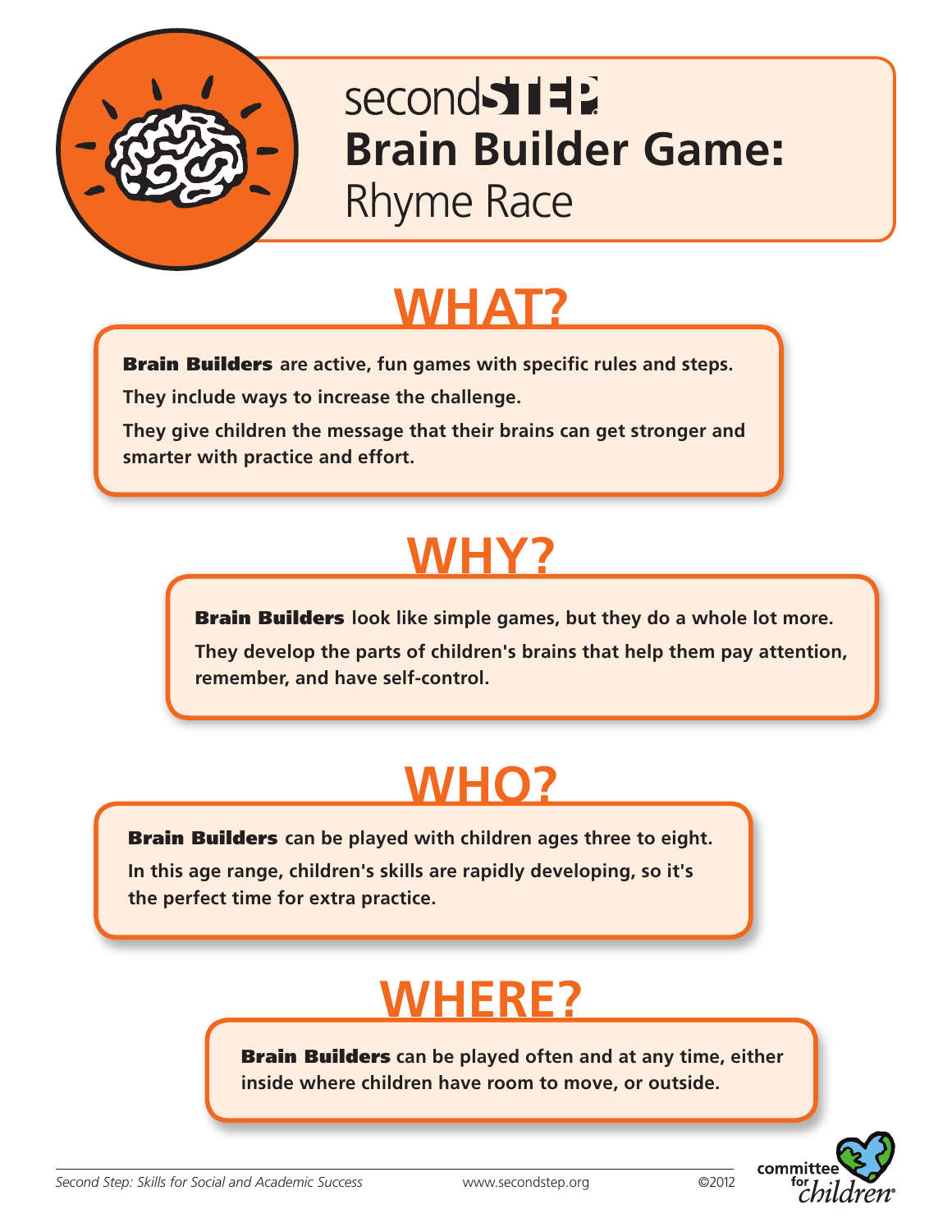# secondSTEP Brain Builder Game: Rhyme Race

## WHAT?

**Brain Builders** are active, fun games with specific rules and steps.

They include ways to increase the challenge.

They give children the message that their brains can get stronger and smarter with practice and effort.

## WHY?

**Brain Builders** look like simple games, but they do a whole lot more.

They develop the parts of children's brains that help them pay attention, remember, and have self-control.

## WHO?

**Brain Builders** can be played with children ages three to eight.

In this age range, children's skills are rapidly developing, so it's the perfect time for extra practice.

## WHERE?

**Brain Builders** can be played often and at any time, either inside where children have room to move, or outside.

*Second Step: Skills for Social and Academic Success* www.secondstep.org ©2012

committee for children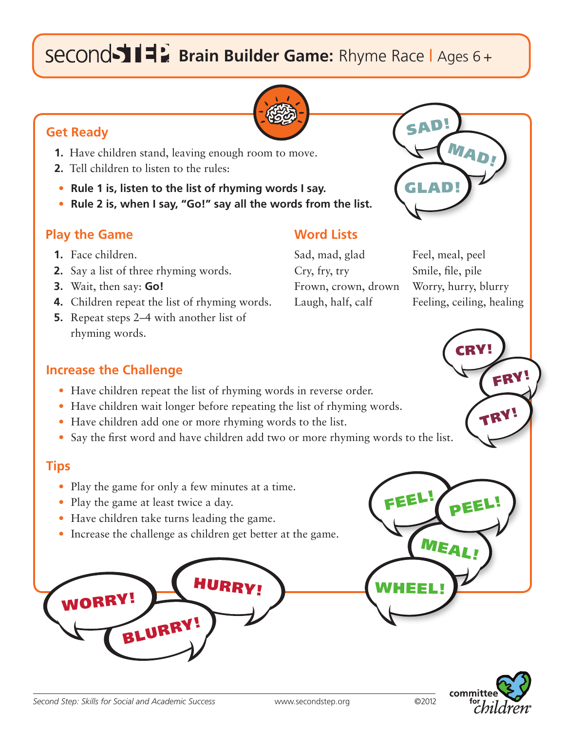# secondSTEP Brain Builder Game: Rhyme Race | Ages 6 +

## Get Ready

1. Have children stand, leaving enough room to move.
2. Tell children to listen to the rules:
   - **Rule 1 is, listen to the list of rhyming words I say.**
   - **Rule 2 is, when I say, "Go!" say all the words from the list.**

## Play the Game

1. Face children.
2. Say a list of three rhyming words.
3. Wait, then say: **Go!**
4. Children repeat the list of rhyming words.
5. Repeat steps 2–4 with another list of rhyming words.

## Word Lists

| | |
|---|---|
| Sad, mad, glad | Feel, meal, peel |
| Cry, fry, try | Smile, file, pile |
| Frown, crown, drown | Worry, hurry, blurry |
| Laugh, half, calf | Feeling, ceiling, healing |

## Increase the Challenge

- Have children repeat the list of rhyming words in reverse order.
- Have children wait longer before repeating the list of rhyming words.
- Have children add one or more rhyming words to the list.
- Say the first word and have children add two or more rhyming words to the list.

## Tips

- Play the game for only a few minutes at a time.
- Play the game at least twice a day.
- Have children take turns leading the game.
- Increase the challenge as children get better at the game.

SAD! MAD! GLAD!

CRY! FRY! TRY!

FEEL! PEEL! MEAL! WHEEL!

WORRY! HURRY! BLURRY!

*Second Step: Skills for Social and Academic Success* www.secondstep.org ©2012

committee for children